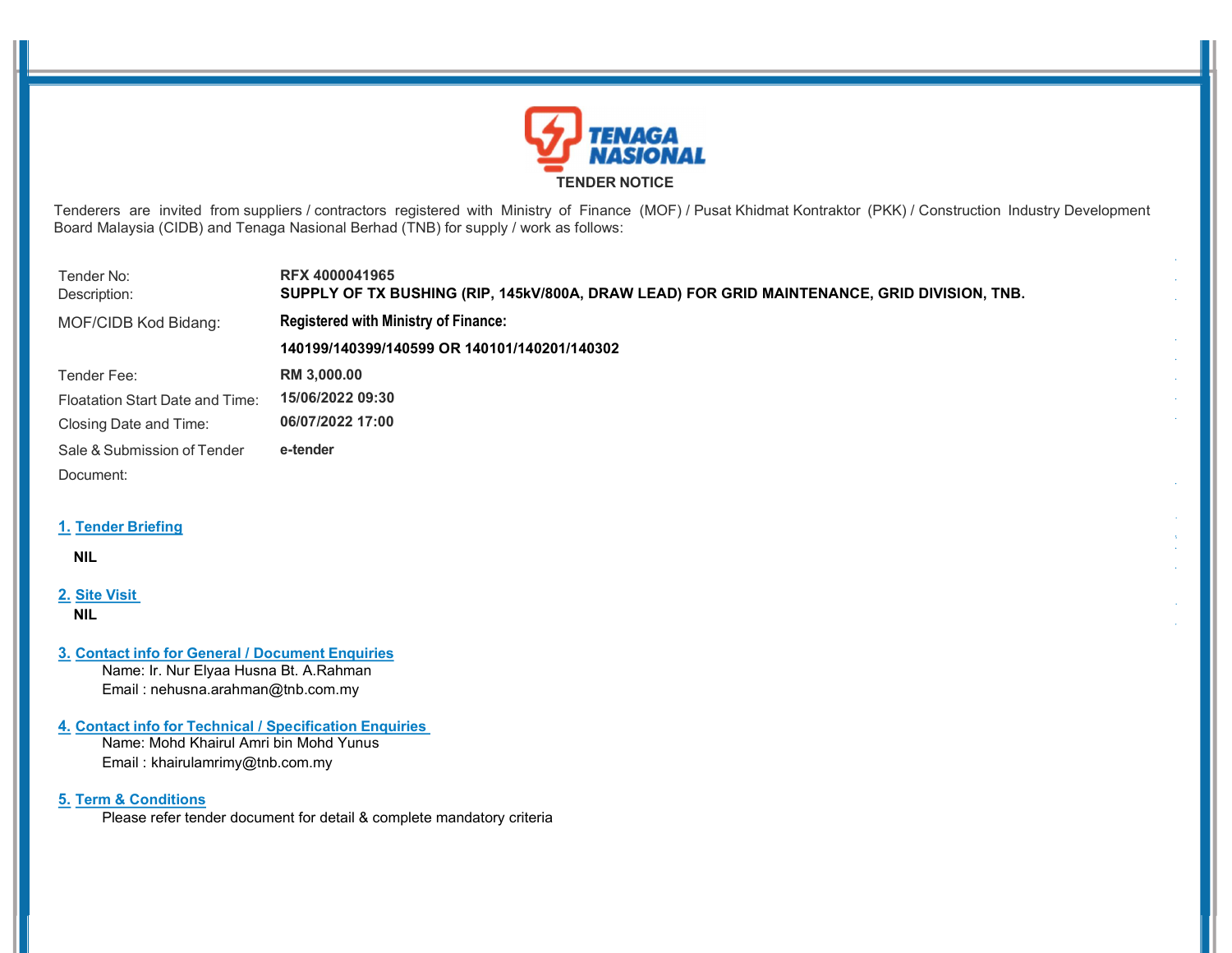**TENAGA NASIONAL**

## TENDER NOTICE

Tenderers are invited from suppliers / contractors registered with Ministry of Finance (MOF) / Pusat Khidmat Kontraktor (PKK) / Construction Industry Development Board Malaysia (CIDB) and Tenaga Nasional Berhad (TNB) for supply / work as follows:

| | |
|---|---|
| Tender No: | **RFX 4000041965** |
| Description: | **SUPPLY OF TX BUSHING (RIP, 145kV/800A, DRAW LEAD) FOR GRID MAINTENANCE, GRID DIVISION, TNB.** |
| MOF/CIDB Kod Bidang: | **Registered with Ministry of Finance:** |
| | **140199/140399/140599 OR 140101/140201/140302** |
| Tender Fee: | **RM 3,000.00** |
| Floatation Start Date and Time: | **15/06/2022 09:30** |
| Closing Date and Time: | **06/07/2022 17:00** |
| Sale & Submission of Tender Document: | **e-tender** |

### 1. Tender Briefing

**NIL**

### 2. Site Visit

**NIL**

### 3. Contact info for General / Document Enquiries

Name: Ir. Nur Elyaa Husna Bt. A.Rahman
Email : nehusna.arahman@tnb.com.my

### 4. Contact info for Technical / Specification Enquiries

Name: Mohd Khairul Amri bin Mohd Yunus
Email : khairulamrimy@tnb.com.my

### 5. Term & Conditions

Please refer tender document for detail & complete mandatory criteria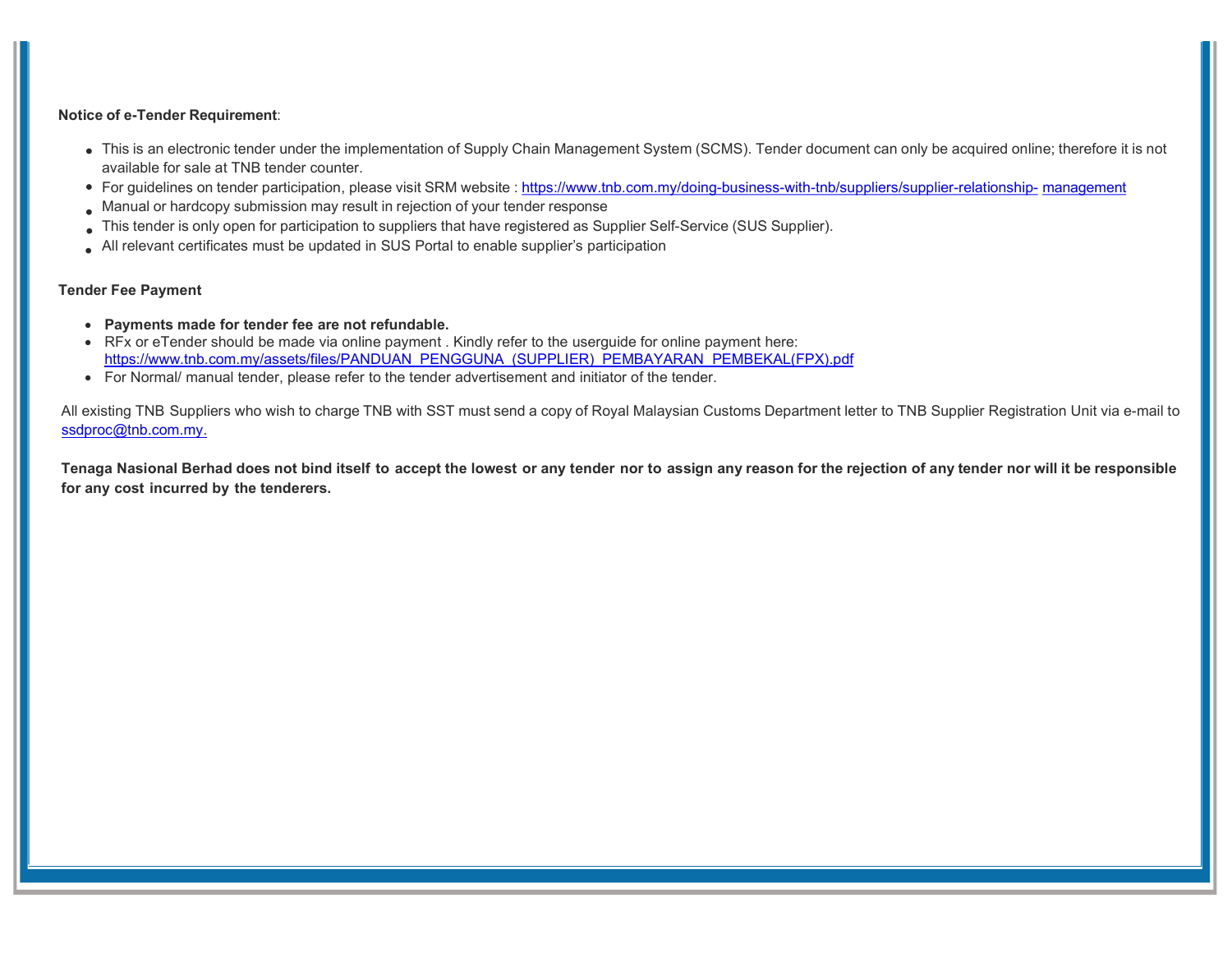**Notice of e-Tender Requirement**:

- This is an electronic tender under the implementation of Supply Chain Management System (SCMS). Tender document can only be acquired online; therefore it is not available for sale at TNB tender counter.
- For guidelines on tender participation, please visit SRM website : https://www.tnb.com.my/doing-business-with-tnb/suppliers/supplier-relationship- management
- Manual or hardcopy submission may result in rejection of your tender response
- This tender is only open for participation to suppliers that have registered as Supplier Self-Service (SUS Supplier).
- All relevant certificates must be updated in SUS Portal to enable supplier's participation

**Tender Fee Payment**

- **Payments made for tender fee are not refundable.**
- RFx or eTender should be made via online payment . Kindly refer to the userguide for online payment here: https://www.tnb.com.my/assets/files/PANDUAN_PENGGUNA_(SUPPLIER)_PEMBAYARAN_PEMBEKAL(FPX).pdf
- For Normal/ manual tender, please refer to the tender advertisement and initiator of the tender.

All existing TNB Suppliers who wish to charge TNB with SST must send a copy of Royal Malaysian Customs Department letter to TNB Supplier Registration Unit via e-mail to ssdproc@tnb.com.my.

**Tenaga Nasional Berhad does not bind itself to accept the lowest or any tender nor to assign any reason for the rejection of any tender nor will it be responsible for any cost incurred by the tenderers.**